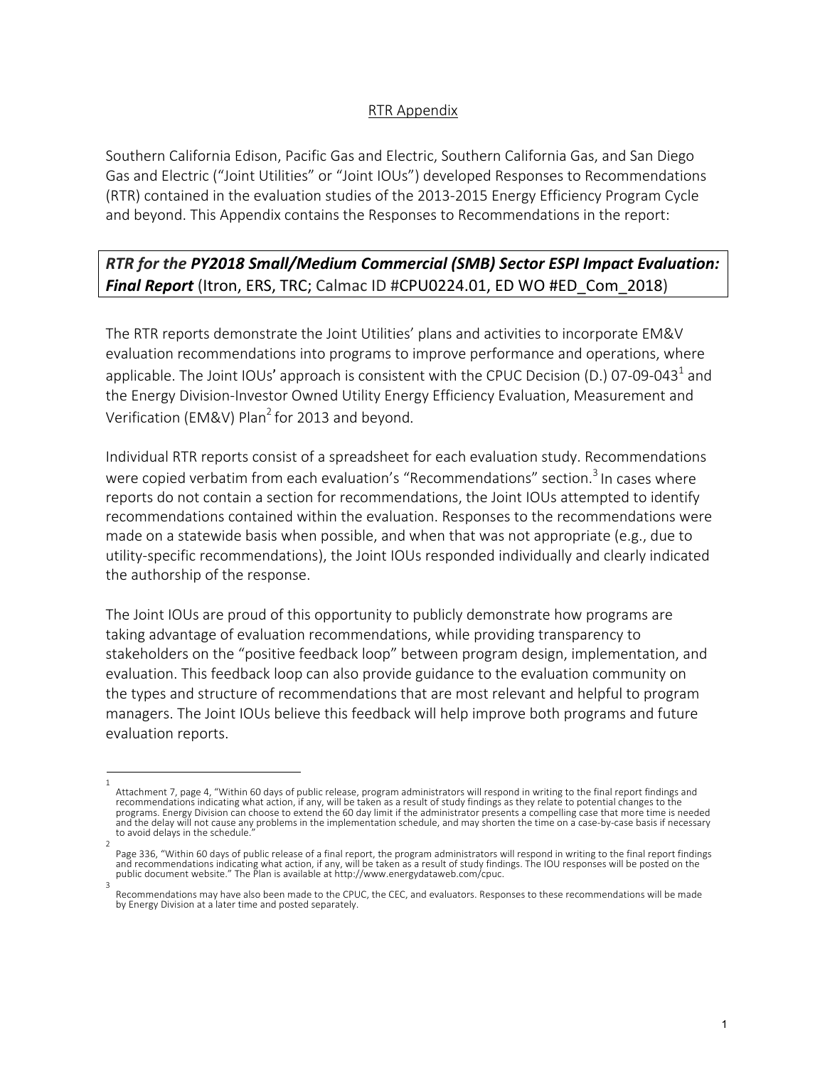# RTR Appendix

Southern California Edison, Pacific Gas and Electric, Southern California Gas, and San Diego Gas and Electric ("Joint Utilities" or "Joint IOUs") developed Responses to Recommendations (RTR) contained in the evaluation studies of the 2013-2015 Energy Efficiency Program Cycle and beyond. This Appendix contains the Responses to Recommendations in the report:

***RTR for the PY2018 Small/Medium Commercial (SMB) Sector ESPI Impact Evaluation: Final Report*** (Itron, ERS, TRC; Calmac ID #CPU0224.01, ED WO #ED_Com_2018)

The RTR reports demonstrate the Joint Utilities' plans and activities to incorporate EM&V evaluation recommendations into programs to improve performance and operations, where applicable. The Joint IOUs' approach is consistent with the CPUC Decision (D.) 07-09-043[1] and the Energy Division-Investor Owned Utility Energy Efficiency Evaluation, Measurement and Verification (EM&V) Plan[2] for 2013 and beyond.

Individual RTR reports consist of a spreadsheet for each evaluation study. Recommendations were copied verbatim from each evaluation's "Recommendations" section.[3] In cases where reports do not contain a section for recommendations, the Joint IOUs attempted to identify recommendations contained within the evaluation. Responses to the recommendations were made on a statewide basis when possible, and when that was not appropriate (e.g., due to utility-specific recommendations), the Joint IOUs responded individually and clearly indicated the authorship of the response.

The Joint IOUs are proud of this opportunity to publicly demonstrate how programs are taking advantage of evaluation recommendations, while providing transparency to stakeholders on the "positive feedback loop" between program design, implementation, and evaluation. This feedback loop can also provide guidance to the evaluation community on the types and structure of recommendations that are most relevant and helpful to program managers. The Joint IOUs believe this feedback will help improve both programs and future evaluation reports.

---

[1] Attachment 7, page 4, "Within 60 days of public release, program administrators will respond in writing to the final report findings and recommendations indicating what action, if any, will be taken as a result of study findings as they relate to potential changes to the programs. Energy Division can choose to extend the 60 day limit if the administrator presents a compelling case that more time is needed and the delay will not cause any problems in the implementation schedule, and may shorten the time on a case-by-case basis if necessary to avoid delays in the schedule."

[2] Page 336, "Within 60 days of public release of a final report, the program administrators will respond in writing to the final report findings and recommendations indicating what action, if any, will be taken as a result of study findings. The IOU responses will be posted on the public document website." The Plan is available at http://www.energydataweb.com/cpuc.

[3] Recommendations may have also been made to the CPUC, the CEC, and evaluators. Responses to these recommendations will be made by Energy Division at a later time and posted separately.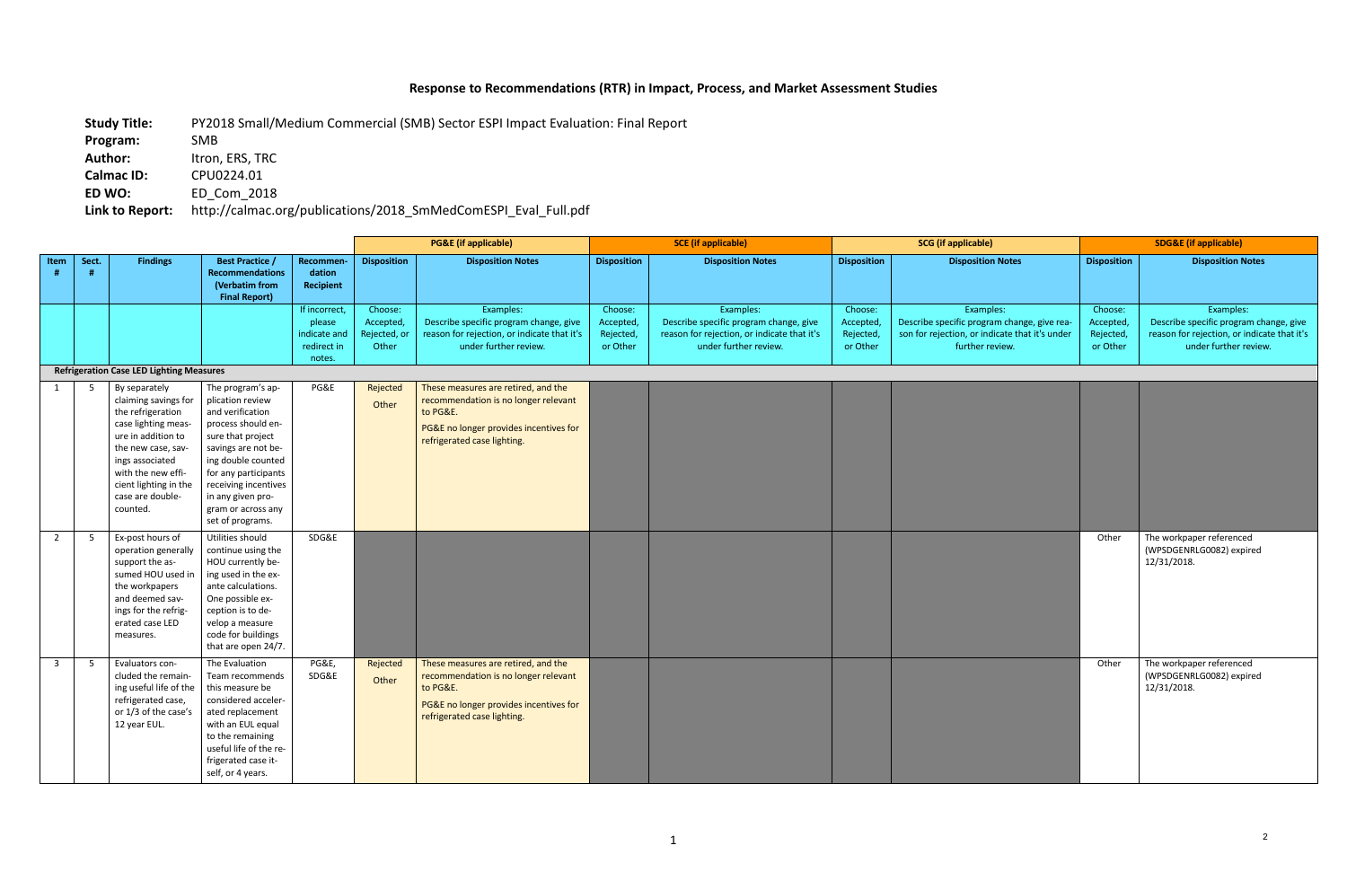# Response to Recommendations (RTR) in Impact, Process, and Market Assessment Studies

**Study Title:** PY2018 Small/Medium Commercial (SMB) Sector ESPI Impact Evaluation: Final Report
**Program:** SMB
**Author:** Itron, ERS, TRC
**Calmac ID:** CPU0224.01
**ED WO:** ED_Com_2018
**Link to Report:** http://calmac.org/publications/2018_SmMedComESPI_Eval_Full.pdf

| | | | | | PG&E (if applicable) | | SCE (if applicable) | | SCG (if applicable) | | SDG&E (if applicable) | |
|---|---|---|---|---|---|---|---|---|---|---|---|---|
| Item # | Sect. # | Findings | Best Practice / Recommendations (Verbatim from Final Report) | Recommendation Recipient | Disposition | Disposition Notes | Disposition | Disposition Notes | Disposition | Disposition Notes | Disposition | Disposition Notes |
| | | | | If incorrect, please indicate and redirect in notes. | Choose: Accepted, Rejected, or Other | Examples: Describe specific program change, give reason for rejection, or indicate that it's under further review. | Choose: Accepted, Rejected, or Other | Examples: Describe specific program change, give reason for rejection, or indicate that it's under further review. | Choose: Accepted, Rejected, or Other | Examples: Describe specific program change, give reason for rejection, or indicate that it's under further review. | Choose: Accepted, Rejected, or Other | Examples: Describe specific program change, give reason for rejection, or indicate that it's under further review. |
| **Refrigeration Case LED Lighting Measures** | | | | | | | | | | | | |
| 1 | 5 | By separately claiming savings for the refrigeration case lighting measure in addition to the new case, savings associated with the new efficient lighting in the case are double-counted. | The program's application review and verification process should ensure that project savings are not being double counted for any participants receiving incentives in any given program or across any set of programs. | PG&E | Rejected Other | These measures are retired, and the recommendation is no longer relevant to PG&E. PG&E no longer provides incentives for refrigerated case lighting. | | | | | | |
| 2 | 5 | Ex-post hours of operation generally support the assumed HOU used in the workpapers and deemed savings for the refrigerated case LED measures. | Utilities should continue using the HOU currently being used in the ex-ante calculations. One possible exception is to develop a measure code for buildings that are open 24/7. | SDG&E | | | | | | | Other | The workpaper referenced (WPSDGENRLG0082) expired 12/31/2018. |
| 3 | 5 | Evaluators concluded the remaining useful life of the refrigerated case, or 1/3 of the case's 12 year EUL. | The Evaluation Team recommends this measure be considered accelerated replacement with an EUL equal to the remaining useful life of the refrigerated case itself, or 4 years. | PG&E, SDG&E | Rejected Other | These measures are retired, and the recommendation is no longer relevant to PG&E. PG&E no longer provides incentives for refrigerated case lighting. | | | | | Other | The workpaper referenced (WPSDGENRLG0082) expired 12/31/2018. |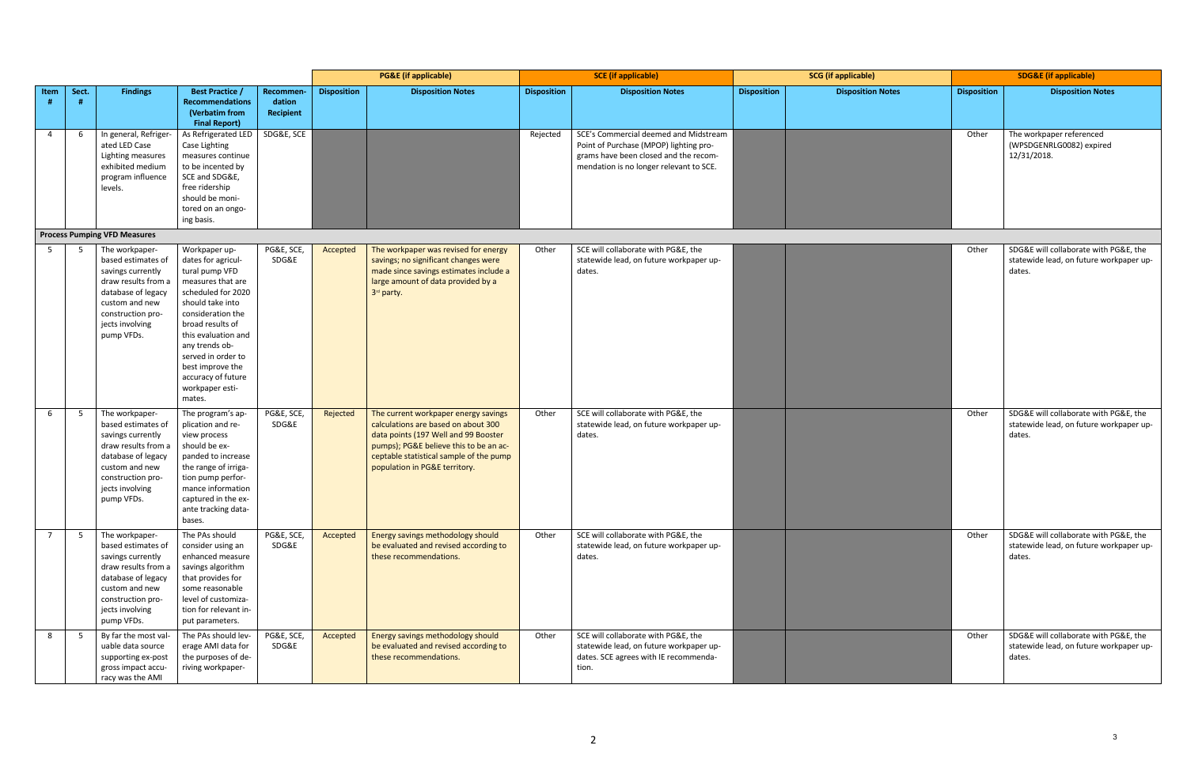| Item # | Sect. # | Findings | Best Practice / Recommendations (Verbatim from Final Report) | Recommendation Recipient | PG&E (if applicable) | | SCE (if applicable) | | SCG (if applicable) | | SDG&E (if applicable) | |
|---|---|---|---|---|---|---|---|---|---|---|---|---|
| | | | | | Disposition | Disposition Notes | Disposition | Disposition Notes | Disposition | Disposition Notes | Disposition | Disposition Notes |
| 4 | 6 | In general, Refrigerated LED Case Lighting measures exhibited medium program influence levels. | As Refrigerated LED Case Lighting measures continue to be incented by SCE and SDG&E, free ridership should be monitored on an ongoing basis. | SDG&E, SCE | | | Rejected | SCE's Commercial deemed and Midstream Point of Purchase (MPOP) lighting programs have been closed and the recommendation is no longer relevant to SCE. | | | Other | The workpaper referenced (WPSDGENRLG0082) expired 12/31/2018. |
| **Process Pumping VFD Measures** | | | | | | | | | | | | |
| 5 | 5 | The workpaper-based estimates of savings currently draw results from a database of legacy custom and new construction projects involving pump VFDs. | Workpaper updates for agricultural pump VFD measures that are scheduled for 2020 should take into consideration the broad results of this evaluation and any trends observed in order to best improve the accuracy of future workpaper estimates. | PG&E, SCE, SDG&E | Accepted | The workpaper was revised for energy savings; no significant changes were made since savings estimates include a large amount of data provided by a 3rd party. | Other | SCE will collaborate with PG&E, the statewide lead, on future workpaper updates. | | | Other | SDG&E will collaborate with PG&E, the statewide lead, on future workpaper updates. |
| 6 | 5 | The workpaper-based estimates of savings currently draw results from a database of legacy custom and new construction projects involving pump VFDs. | The program's application and review process should be expanded to increase the range of irrigation pump performance information captured in the ex-ante tracking databases. | PG&E, SCE, SDG&E | Rejected | The current workpaper energy savings calculations are based on about 300 data points (197 Well and 99 Booster pumps); PG&E believe this to be an acceptable statistical sample of the pump population in PG&E territory. | Other | SCE will collaborate with PG&E, the statewide lead, on future workpaper updates. | | | Other | SDG&E will collaborate with PG&E, the statewide lead, on future workpaper updates. |
| 7 | 5 | The workpaper-based estimates of savings currently draw results from a database of legacy custom and new construction projects involving pump VFDs. | The PAs should consider using an enhanced measure savings algorithm that provides for some reasonable level of customization for relevant input parameters. | PG&E, SCE, SDG&E | Accepted | Energy savings methodology should be evaluated and revised according to these recommendations. | Other | SCE will collaborate with PG&E, the statewide lead, on future workpaper updates. | | | Other | SDG&E will collaborate with PG&E, the statewide lead, on future workpaper updates. |
| 8 | 5 | By far the most valuable data source supporting ex-post gross impact accuracy was the AMI | The PAs should leverage AMI data for the purposes of deriving workpaper- | PG&E, SCE, SDG&E | Accepted | Energy savings methodology should be evaluated and revised according to these recommendations. | Other | SCE will collaborate with PG&E, the statewide lead, on future workpaper updates. SCE agrees with IE recommendation. | | | Other | SDG&E will collaborate with PG&E, the statewide lead, on future workpaper updates. |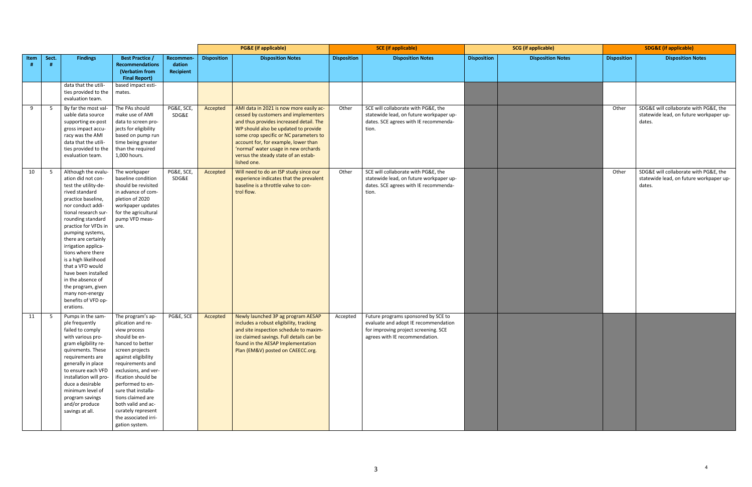| Item # | Sect. # | Findings | Best Practice / Recommendations (Verbatim from Final Report) | Recommendation Recipient | PG&E (if applicable) | | SCE (if applicable) | | SCG (if applicable) | | SDG&E (if applicable) | |
|---|---|---|---|---|---|---|---|---|---|---|---|---|
| | | | | | Disposition | Disposition Notes | Disposition | Disposition Notes | Disposition | Disposition Notes | Disposition | Disposition Notes |
| | | data that the utilities provided to the evaluation team. | based impact estimates. | | | | | | | | | |
| 9 | 5 | By far the most valuable data source supporting ex-post gross impact accuracy was the AMI data that the utilities provided to the evaluation team. | The PAs should make use of AMI data to screen projects for eligibility based on pump run time being greater than the required 1,000 hours. | PG&E, SCE, SDG&E | Accepted | AMI data in 2021 is now more easily accessed by customers and implementers and thus provides increased detail. The WP should also be updated to provide some crop specific or NC parameters to account for, for example, lower than 'normal' water usage in new orchards versus the steady state of an established one. | Other | SCE will collaborate with PG&E, the statewide lead, on future workpaper updates. SCE agrees with IE recommendation. | | | Other | SDG&E will collaborate with PG&E, the statewide lead, on future workpaper updates. |
| 10 | 5 | Although the evaluation did not contest the utility-derived standard practice baseline, nor conduct additional research surrounding standard practice for VFDs in pumping systems, there are certainly irrigation applications where there is a high likelihood that a VFD would have been installed in the absence of the program, given many non-energy benefits of VFD operations. | The workpaper baseline condition should be revisited in advance of completion of 2020 workpaper updates for the agricultural pump VFD measure. | PG&E, SCE, SDG&E | Accepted | Will need to do an ISP study since our experience indicates that the prevalent baseline is a throttle valve to control flow. | Other | SCE will collaborate with PG&E, the statewide lead, on future workpaper updates. SCE agrees with IE recommendation. | | | Other | SDG&E will collaborate with PG&E, the statewide lead, on future workpaper updates. |
| 11 | 5 | Pumps in the sample frequently failed to comply with various program eligibility requirements. These requirements are generally in place to ensure each VFD installation will produce a desirable minimum level of program savings and/or produce savings at all. | The program's application and review process should be enhanced to better screen projects against eligibility requirements and exclusions, and verification should be performed to ensure that installations claimed are both valid and accurately represent the associated irrigation system. | PG&E, SCE | Accepted | Newly launched 3P ag program AESAP includes a robust eligibility, tracking and site inspection schedule to maximize claimed savings. Full details can be found in the AESAP Implementation Plan (EM&V) posted on CAEECC.org. | Accepted | Future programs sponsored by SCE to evaluate and adopt IE recommendation for improving project screening. SCE agrees with IE recommendation. | | | | |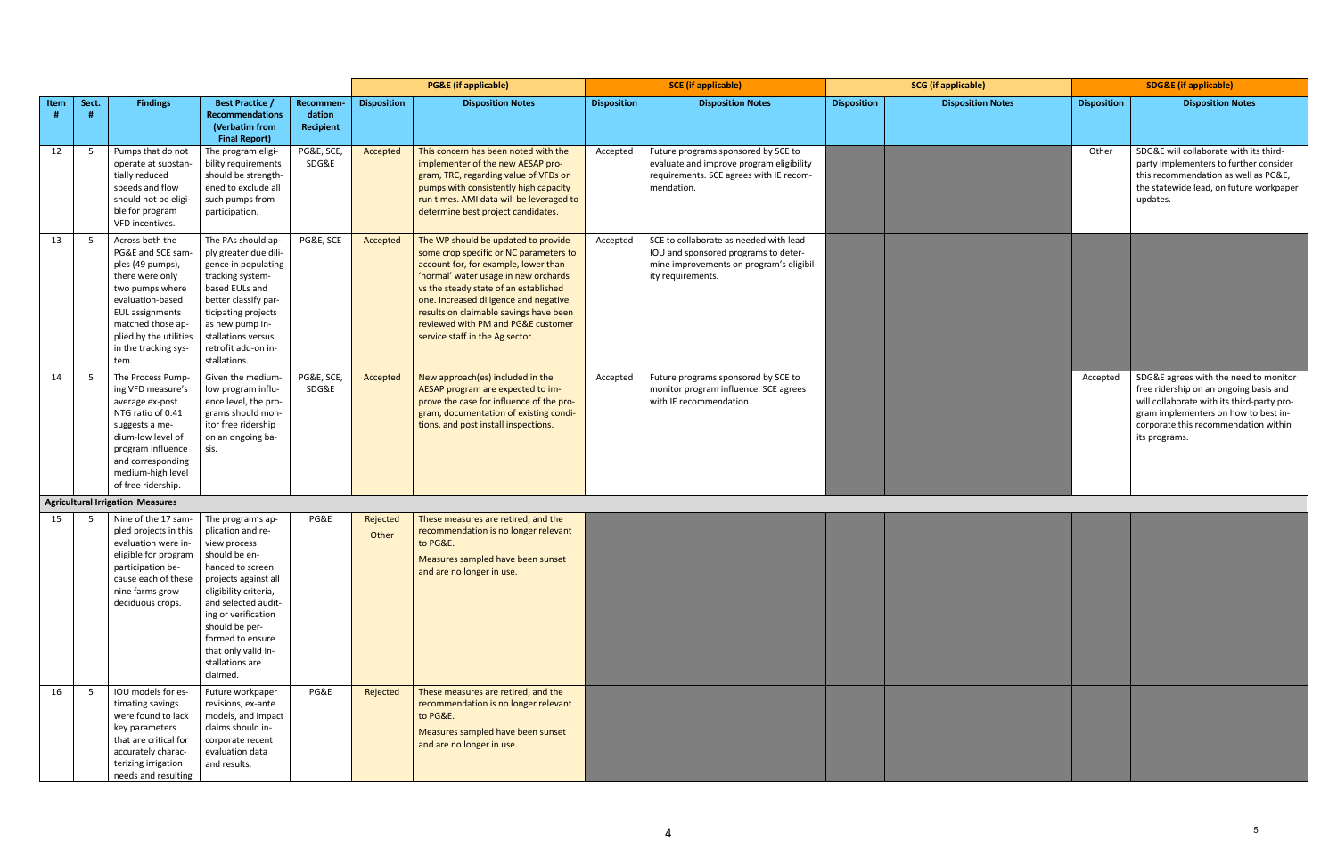| Item # | Sect. # | Findings | Best Practice / Recommendations (Verbatim from Final Report) | Recommendation Recipient | PG&E (if applicable) | | SCE (if applicable) | | SCG (if applicable) | | SDG&E (if applicable) | |
|---|---|---|---|---|---|---|---|---|---|---|---|---|
| | | | | | Disposition | Disposition Notes | Disposition | Disposition Notes | Disposition | Disposition Notes | Disposition | Disposition Notes |
| 12 | 5 | Pumps that do not operate at substantially reduced speeds and flow should not be eligible for program VFD incentives. | The program eligibility requirements should be strengthened to exclude all such pumps from participation. | PG&E, SCE, SDG&E | Accepted | This concern has been noted with the implementer of the new AESAP program, TRC, regarding value of VFDs on pumps with consistently high capacity run times. AMI data will be leveraged to determine best project candidates. | Accepted | Future programs sponsored by SCE to evaluate and improve program eligibility requirements. SCE agrees with IE recommendation. | | | Other | SDG&E will collaborate with its third-party implementers to further consider this recommendation as well as PG&E, the statewide lead, on future workpaper updates. |
| 13 | 5 | Across both the PG&E and SCE samples (49 pumps), there were only two pumps where evaluation-based EUL assignments matched those applied by the utilities in the tracking system. | The PAs should apply greater due diligence in populating tracking system-based EULs and better classify participating projects as new pump installations versus retrofit add-on installations. | PG&E, SCE | Accepted | The WP should be updated to provide some crop specific or NC parameters to account for, for example, lower than 'normal' water usage in new orchards vs the steady state of an established one. Increased diligence and negative results on claimable savings have been reviewed with PM and PG&E customer service staff in the Ag sector. | Accepted | SCE to collaborate as needed with lead IOU and sponsored programs to determine improvements on program's eligibility requirements. | | | | |
| 14 | 5 | The Process Pumping VFD measure's average ex-post NTG ratio of 0.41 suggests a medium-low level of program influence and corresponding medium-high level of free ridership. | Given the medium-low program influence level, the programs should monitor free ridership on an ongoing basis. | PG&E, SCE, SDG&E | Accepted | New approach(es) included in the AESAP program are expected to improve the case for influence of the program, documentation of existing conditions, and post install inspections. | Accepted | Future programs sponsored by SCE to monitor program influence. SCE agrees with IE recommendation. | | | Accepted | SDG&E agrees with the need to monitor free ridership on an ongoing basis and will collaborate with its third-party program implementers on how to best incorporate this recommendation within its programs. |
| **Agricultural Irrigation Measures** | | | | | | | | | | | | |
| 15 | 5 | Nine of the 17 sampled projects in this evaluation were ineligible for program participation because each of these nine farms grow deciduous crops. | The program's application and review process should be enhanced to screen projects against all eligibility criteria, and selected auditing or verification should be performed to ensure that only valid installations are claimed. | PG&E | Rejected Other | These measures are retired, and the recommendation is no longer relevant to PG&E.<br>Measures sampled have been sunset and are no longer in use. | | | | | | |
| 16 | 5 | IOU models for estimating savings were found to lack key parameters that are critical for accurately characterizing irrigation needs and resulting | Future workpaper revisions, ex-ante models, and impact claims should incorporate recent evaluation data and results. | PG&E | Rejected | These measures are retired, and the recommendation is no longer relevant to PG&E.<br>Measures sampled have been sunset and are no longer in use. | | | | | | |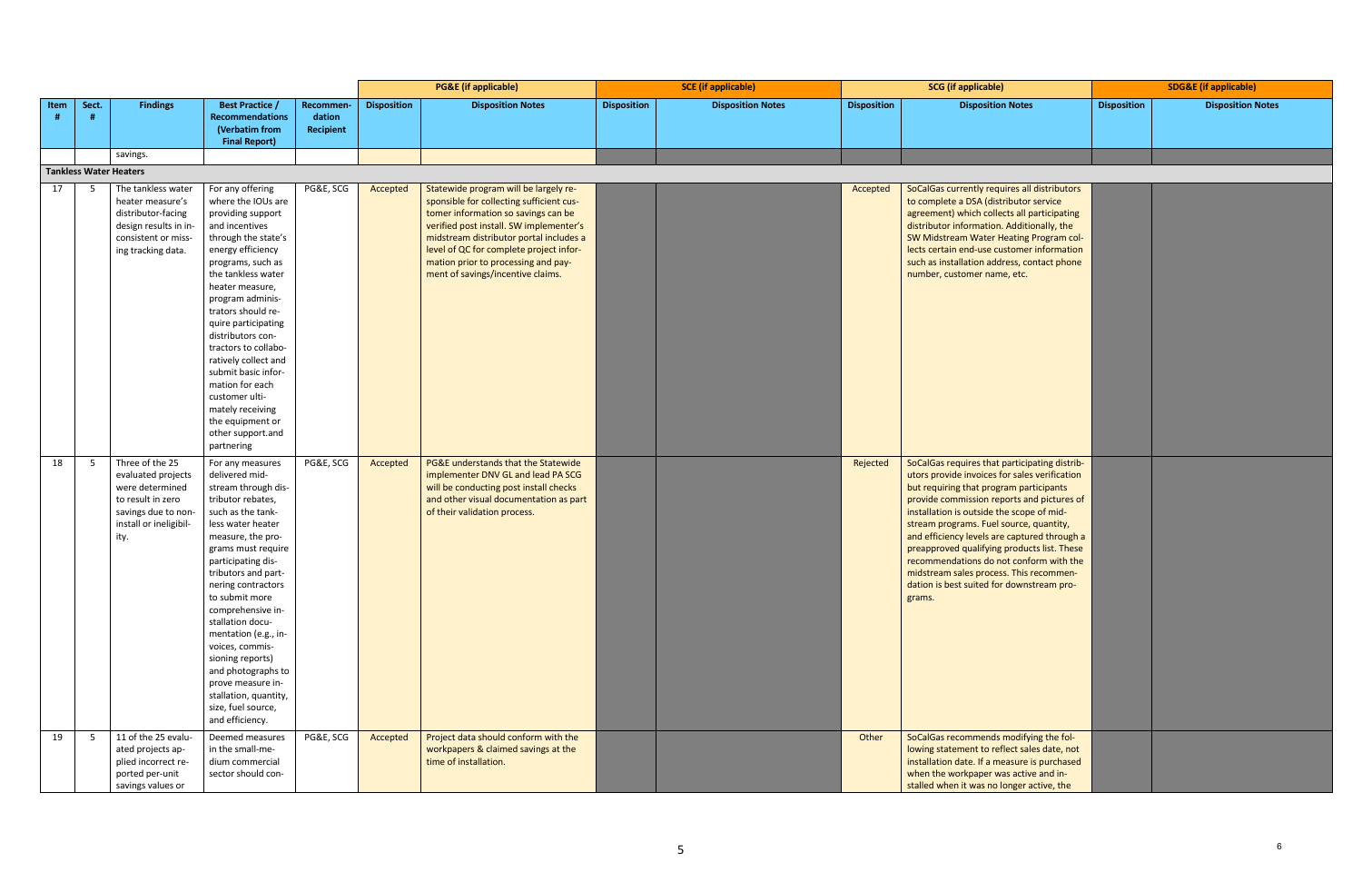| Item # | Sect. # | Findings | Best Practice / Recommendations (Verbatim from Final Report) | Recommendation Recipient | PG&E (if applicable) Disposition | PG&E (if applicable) Disposition Notes | SCE (if applicable) Disposition | SCE (if applicable) Disposition Notes | SCG (if applicable) Disposition | SCG (if applicable) Disposition Notes | SDG&E (if applicable) Disposition | SDG&E (if applicable) Disposition Notes |
|---|---|---|---|---|---|---|---|---|---|---|---|---|
| | | savings. | | | | | | | | | | |
| **Tankless Water Heaters** | | | | | | | | | | | | |
| 17 | 5 | The tankless water heater measure's distributor-facing design results in inconsistent or missing tracking data. | For any offering where the IOUs are providing support and incentives through the state's energy efficiency programs, such as the tankless water heater measure, program administrators should require participating distributors contractors to collaboratively collect and submit basic information for each customer ultimately receiving the equipment or other support.and partnering | PG&E, SCG | Accepted | Statewide program will be largely responsible for collecting sufficient customer information so savings can be verified post install. SW implementer's midstream distributor portal includes a level of QC for complete project information prior to processing and payment of savings/incentive claims. | | | Accepted | SoCalGas currently requires all distributors to complete a DSA (distributor service agreement) which collects all participating distributor information. Additionally, the SW Midstream Water Heating Program collects certain end-use customer information such as installation address, contact phone number, customer name, etc. | | |
| 18 | 5 | Three of the 25 evaluated projects were determined to result in zero savings due to non-install or ineligibility. | For any measures delivered midstream through distributor rebates, such as the tankless water heater measure, the programs must require participating distributors and partnering contractors to submit more comprehensive installation documentation (e.g., invoices, commissioning reports) and photographs to prove measure installation, quantity, size, fuel source, and efficiency. | PG&E, SCG | Accepted | PG&E understands that the Statewide implementer DNV GL and lead PA SCG will be conducting post install checks and other visual documentation as part of their validation process. | | | Rejected | SoCalGas requires that participating distributors provide invoices for sales verification but requiring that program participants provide commission reports and pictures of installation is outside the scope of midstream programs. Fuel source, quantity, and efficiency levels are captured through a preapproved qualifying products list. These recommendations do not conform with the midstream sales process. This recommendation is best suited for downstream programs. | | |
| 19 | 5 | 11 of the 25 evaluated projects applied incorrect reported per-unit savings values or | Deemed measures in the small-medium commercial sector should con- | PG&E, SCG | Accepted | Project data should conform with the workpapers & claimed savings at the time of installation. | | | Other | SoCalGas recommends modifying the following statement to reflect sales date, not installation date. If a measure is purchased when the workpaper was active and installed when it was no longer active, the | | |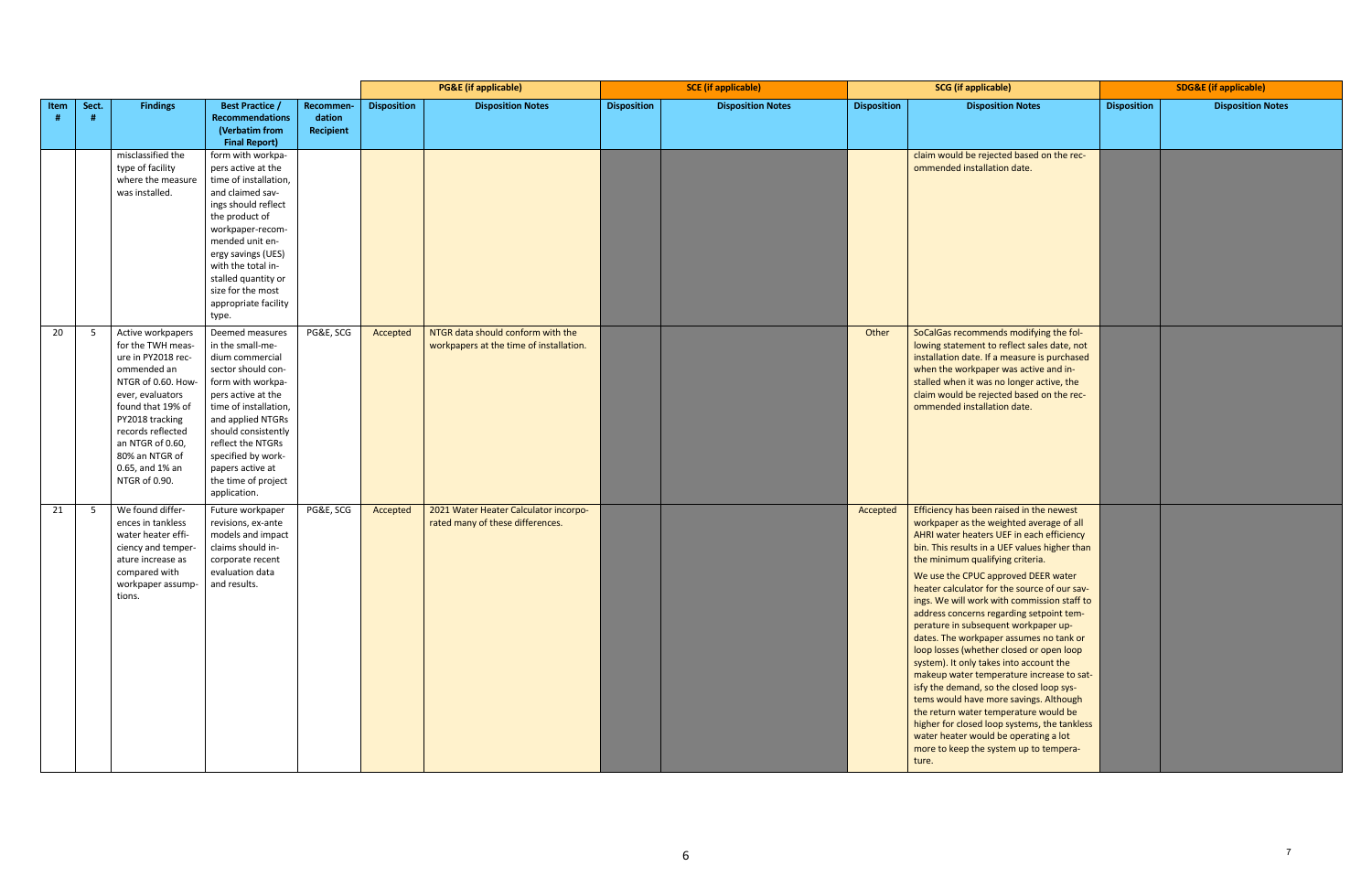| Item # | Sect. # | Findings | Best Practice / Recommendations (Verbatim from Final Report) | Recommendation Recipient | PG&E (if applicable) | | SCE (if applicable) | | SCG (if applicable) | | SDG&E (if applicable) | |
|---|---|---|---|---|---|---|---|---|---|---|---|---|
| | | | | | Disposition | Disposition Notes | Disposition | Disposition Notes | Disposition | Disposition Notes | Disposition | Disposition Notes |
| | | misclassified the type of facility where the measure was installed. | form with workpapers active at the time of installation, and claimed savings should reflect the product of workpaper-recommended unit energy savings (UES) with the total installed quantity or size for the most appropriate facility type. | | | | | | | claim would be rejected based on the recommended installation date. | | |
| 20 | 5 | Active workpapers for the TWH measure in PY2018 recommended an NTGR of 0.60. However, evaluators found that 19% of PY2018 tracking records reflected an NTGR of 0.60, 80% an NTGR of 0.65, and 1% an NTGR of 0.90. | Deemed measures in the small-medium commercial sector should conform with workpapers active at the time of installation, and applied NTGRs should consistently reflect the NTGRs specified by workpapers active at the time of project application. | PG&E, SCG | Accepted | NTGR data should conform with the workpapers at the time of installation. | | | Other | SoCalGas recommends modifying the following statement to reflect sales date, not installation date. If a measure is purchased when the workpaper was active and installed when it was no longer active, the claim would be rejected based on the recommended installation date. | | |
| 21 | 5 | We found differences in tankless water heater efficiency and temperature increase as compared with workpaper assumptions. | Future workpaper revisions, ex-ante models and impact claims should incorporate recent evaluation data and results. | PG&E, SCG | Accepted | 2021 Water Heater Calculator incorporated many of these differences. | | | Accepted | Efficiency has been raised in the newest workpaper as the weighted average of all AHRI water heaters UEF in each efficiency bin. This results in a UEF values higher than the minimum qualifying criteria.<br><br>We use the CPUC approved DEER water heater calculator for the source of our savings. We will work with commission staff to address concerns regarding setpoint temperature in subsequent workpaper updates. The workpaper assumes no tank or loop losses (whether closed or open loop system). It only takes into account the makeup water temperature increase to satisfy the demand, so the closed loop systems would have more savings. Although the return water temperature would be higher for closed loop systems, the tankless water heater would be operating a lot more to keep the system up to temperature. | | |